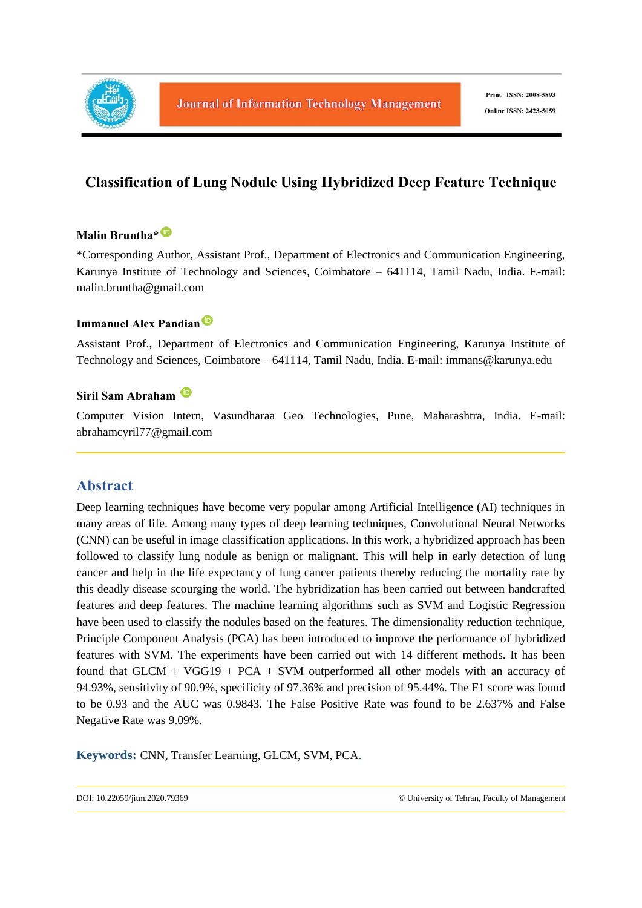# Classification of Lung Nodule Using Hybridized Deep Feature Technique

**Malin Bruntha***

*Corresponding Author, Assistant Prof., Department of Electronics and Communication Engineering, Karunya Institute of Technology and Sciences, Coimbatore – 641114, Tamil Nadu, India. E-mail: malin.bruntha@gmail.com

**Immanuel Alex Pandian**

Assistant Prof., Department of Electronics and Communication Engineering, Karunya Institute of Technology and Sciences, Coimbatore – 641114, Tamil Nadu, India. E-mail: immans@karunya.edu

**Siril Sam Abraham**

Computer Vision Intern, Vasundharaa Geo Technologies, Pune, Maharashtra, India. E-mail: abrahamcyril77@gmail.com

## Abstract

Deep learning techniques have become very popular among Artificial Intelligence (AI) techniques in many areas of life. Among many types of deep learning techniques, Convolutional Neural Networks (CNN) can be useful in image classification applications. In this work, a hybridized approach has been followed to classify lung nodule as benign or malignant. This will help in early detection of lung cancer and help in the life expectancy of lung cancer patients thereby reducing the mortality rate by this deadly disease scourging the world. The hybridization has been carried out between handcrafted features and deep features. The machine learning algorithms such as SVM and Logistic Regression have been used to classify the nodules based on the features. The dimensionality reduction technique, Principle Component Analysis (PCA) has been introduced to improve the performance of hybridized features with SVM. The experiments have been carried out with 14 different methods. It has been found that GLCM + VGG19 + PCA + SVM outperformed all other models with an accuracy of 94.93%, sensitivity of 90.9%, specificity of 97.36% and precision of 95.44%. The F1 score was found to be 0.93 and the AUC was 0.9843. The False Positive Rate was found to be 2.637% and False Negative Rate was 9.09%.

**Keywords:** CNN, Transfer Learning, GLCM, SVM, PCA.

DOI: 10.22059/jitm.2020.79369 © University of Tehran, Faculty of Management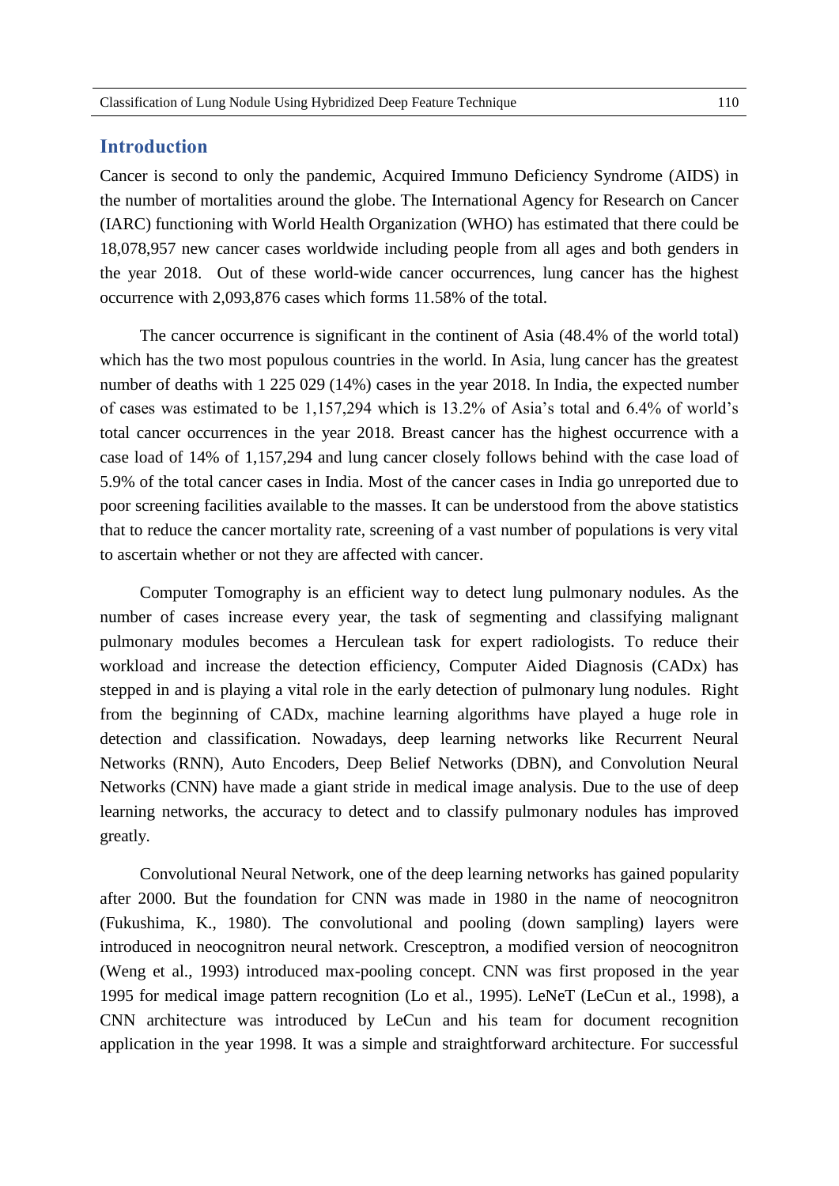## Introduction

Cancer is second to only the pandemic, Acquired Immuno Deficiency Syndrome (AIDS) in the number of mortalities around the globe. The International Agency for Research on Cancer (IARC) functioning with World Health Organization (WHO) has estimated that there could be 18,078,957 new cancer cases worldwide including people from all ages and both genders in the year 2018. Out of these world-wide cancer occurrences, lung cancer has the highest occurrence with 2,093,876 cases which forms 11.58% of the total.

The cancer occurrence is significant in the continent of Asia (48.4% of the world total) which has the two most populous countries in the world. In Asia, lung cancer has the greatest number of deaths with 1 225 029 (14%) cases in the year 2018. In India, the expected number of cases was estimated to be 1,157,294 which is 13.2% of Asia's total and 6.4% of world's total cancer occurrences in the year 2018. Breast cancer has the highest occurrence with a case load of 14% of 1,157,294 and lung cancer closely follows behind with the case load of 5.9% of the total cancer cases in India. Most of the cancer cases in India go unreported due to poor screening facilities available to the masses. It can be understood from the above statistics that to reduce the cancer mortality rate, screening of a vast number of populations is very vital to ascertain whether or not they are affected with cancer.

Computer Tomography is an efficient way to detect lung pulmonary nodules. As the number of cases increase every year, the task of segmenting and classifying malignant pulmonary modules becomes a Herculean task for expert radiologists. To reduce their workload and increase the detection efficiency, Computer Aided Diagnosis (CADx) has stepped in and is playing a vital role in the early detection of pulmonary lung nodules. Right from the beginning of CADx, machine learning algorithms have played a huge role in detection and classification. Nowadays, deep learning networks like Recurrent Neural Networks (RNN), Auto Encoders, Deep Belief Networks (DBN), and Convolution Neural Networks (CNN) have made a giant stride in medical image analysis. Due to the use of deep learning networks, the accuracy to detect and to classify pulmonary nodules has improved greatly.

Convolutional Neural Network, one of the deep learning networks has gained popularity after 2000. But the foundation for CNN was made in 1980 in the name of neocognitron (Fukushima, K., 1980). The convolutional and pooling (down sampling) layers were introduced in neocognitron neural network. Cresceptron, a modified version of neocognitron (Weng et al., 1993) introduced max-pooling concept. CNN was first proposed in the year 1995 for medical image pattern recognition (Lo et al., 1995). LeNeT (LeCun et al., 1998), a CNN architecture was introduced by LeCun and his team for document recognition application in the year 1998. It was a simple and straightforward architecture. For successful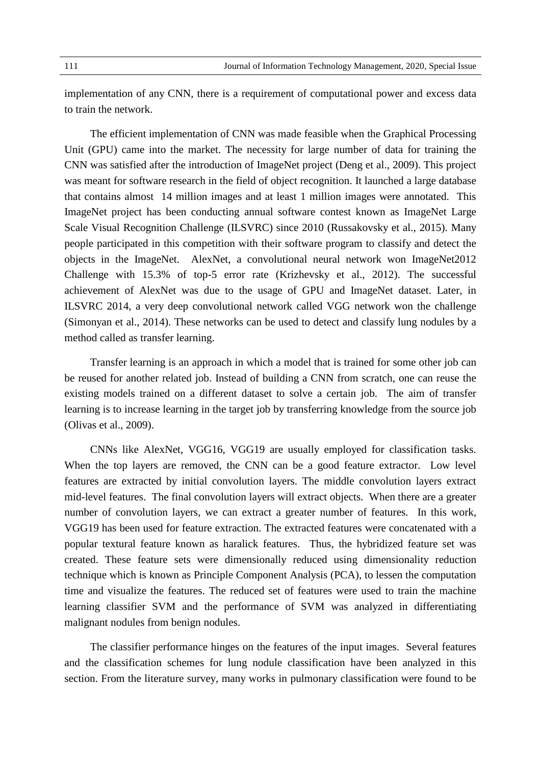implementation of any CNN, there is a requirement of computational power and excess data to train the network.

The efficient implementation of CNN was made feasible when the Graphical Processing Unit (GPU) came into the market. The necessity for large number of data for training the CNN was satisfied after the introduction of ImageNet project (Deng et al., 2009). This project was meant for software research in the field of object recognition. It launched a large database that contains almost 14 million images and at least 1 million images were annotated. This ImageNet project has been conducting annual software contest known as ImageNet Large Scale Visual Recognition Challenge (ILSVRC) since 2010 (Russakovsky et al., 2015). Many people participated in this competition with their software program to classify and detect the objects in the ImageNet. AlexNet, a convolutional neural network won ImageNet2012 Challenge with 15.3% of top-5 error rate (Krizhevsky et al., 2012). The successful achievement of AlexNet was due to the usage of GPU and ImageNet dataset. Later, in ILSVRC 2014, a very deep convolutional network called VGG network won the challenge (Simonyan et al., 2014). These networks can be used to detect and classify lung nodules by a method called as transfer learning.

Transfer learning is an approach in which a model that is trained for some other job can be reused for another related job. Instead of building a CNN from scratch, one can reuse the existing models trained on a different dataset to solve a certain job. The aim of transfer learning is to increase learning in the target job by transferring knowledge from the source job (Olivas et al., 2009).

CNNs like AlexNet, VGG16, VGG19 are usually employed for classification tasks. When the top layers are removed, the CNN can be a good feature extractor. Low level features are extracted by initial convolution layers. The middle convolution layers extract mid-level features. The final convolution layers will extract objects. When there are a greater number of convolution layers, we can extract a greater number of features. In this work, VGG19 has been used for feature extraction. The extracted features were concatenated with a popular textural feature known as haralick features. Thus, the hybridized feature set was created. These feature sets were dimensionally reduced using dimensionality reduction technique which is known as Principle Component Analysis (PCA), to lessen the computation time and visualize the features. The reduced set of features were used to train the machine learning classifier SVM and the performance of SVM was analyzed in differentiating malignant nodules from benign nodules.

The classifier performance hinges on the features of the input images. Several features and the classification schemes for lung nodule classification have been analyzed in this section. From the literature survey, many works in pulmonary classification were found to be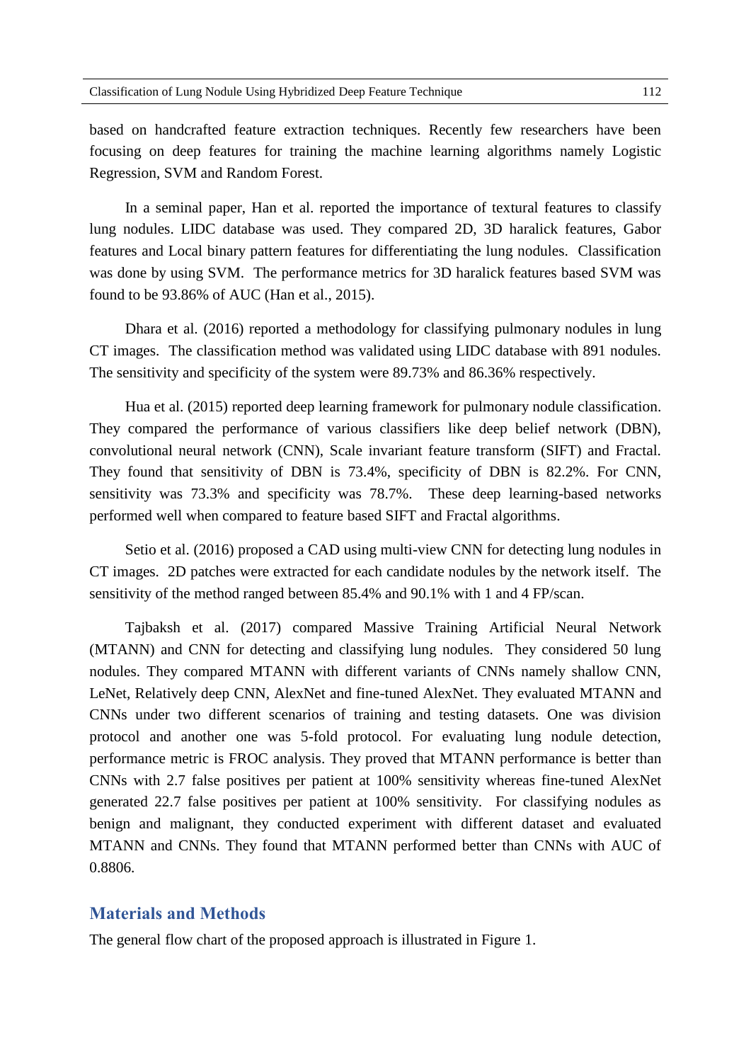based on handcrafted feature extraction techniques. Recently few researchers have been focusing on deep features for training the machine learning algorithms namely Logistic Regression, SVM and Random Forest.

In a seminal paper, Han et al. reported the importance of textural features to classify lung nodules. LIDC database was used. They compared 2D, 3D haralick features, Gabor features and Local binary pattern features for differentiating the lung nodules. Classification was done by using SVM. The performance metrics for 3D haralick features based SVM was found to be 93.86% of AUC (Han et al., 2015).

Dhara et al. (2016) reported a methodology for classifying pulmonary nodules in lung CT images. The classification method was validated using LIDC database with 891 nodules. The sensitivity and specificity of the system were 89.73% and 86.36% respectively.

Hua et al. (2015) reported deep learning framework for pulmonary nodule classification. They compared the performance of various classifiers like deep belief network (DBN), convolutional neural network (CNN), Scale invariant feature transform (SIFT) and Fractal. They found that sensitivity of DBN is 73.4%, specificity of DBN is 82.2%. For CNN, sensitivity was 73.3% and specificity was 78.7%. These deep learning-based networks performed well when compared to feature based SIFT and Fractal algorithms.

Setio et al. (2016) proposed a CAD using multi-view CNN for detecting lung nodules in CT images. 2D patches were extracted for each candidate nodules by the network itself. The sensitivity of the method ranged between 85.4% and 90.1% with 1 and 4 FP/scan.

Tajbaksh et al. (2017) compared Massive Training Artificial Neural Network (MTANN) and CNN for detecting and classifying lung nodules. They considered 50 lung nodules. They compared MTANN with different variants of CNNs namely shallow CNN, LeNet, Relatively deep CNN, AlexNet and fine-tuned AlexNet. They evaluated MTANN and CNNs under two different scenarios of training and testing datasets. One was division protocol and another one was 5-fold protocol. For evaluating lung nodule detection, performance metric is FROC analysis. They proved that MTANN performance is better than CNNs with 2.7 false positives per patient at 100% sensitivity whereas fine-tuned AlexNet generated 22.7 false positives per patient at 100% sensitivity. For classifying nodules as benign and malignant, they conducted experiment with different dataset and evaluated MTANN and CNNs. They found that MTANN performed better than CNNs with AUC of 0.8806.

## Materials and Methods

The general flow chart of the proposed approach is illustrated in Figure 1.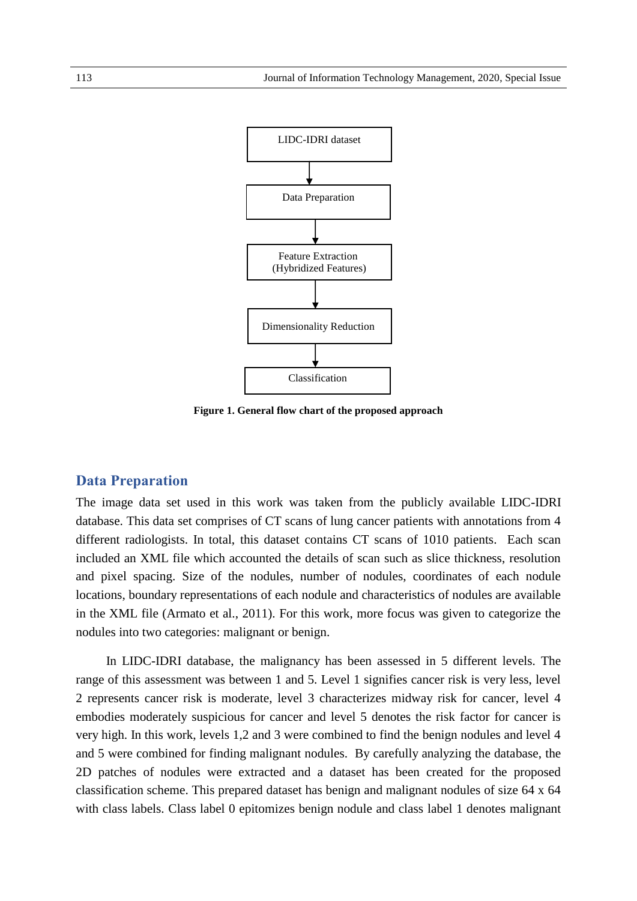LIDC-IDRI dataset

↓

Data Preparation

↓

Feature Extraction (Hybridized Features)

↓

Dimensionality Reduction

↓

Classification

**Figure 1. General flow chart of the proposed approach**

## Data Preparation

The image data set used in this work was taken from the publicly available LIDC-IDRI database. This data set comprises of CT scans of lung cancer patients with annotations from 4 different radiologists. In total, this dataset contains CT scans of 1010 patients. Each scan included an XML file which accounted the details of scan such as slice thickness, resolution and pixel spacing. Size of the nodules, number of nodules, coordinates of each nodule locations, boundary representations of each nodule and characteristics of nodules are available in the XML file (Armato et al., 2011). For this work, more focus was given to categorize the nodules into two categories: malignant or benign.

In LIDC-IDRI database, the malignancy has been assessed in 5 different levels. The range of this assessment was between 1 and 5. Level 1 signifies cancer risk is very less, level 2 represents cancer risk is moderate, level 3 characterizes midway risk for cancer, level 4 embodies moderately suspicious for cancer and level 5 denotes the risk factor for cancer is very high. In this work, levels 1,2 and 3 were combined to find the benign nodules and level 4 and 5 were combined for finding malignant nodules. By carefully analyzing the database, the 2D patches of nodules were extracted and a dataset has been created for the proposed classification scheme. This prepared dataset has benign and malignant nodules of size 64 x 64 with class labels. Class label 0 epitomizes benign nodule and class label 1 denotes malignant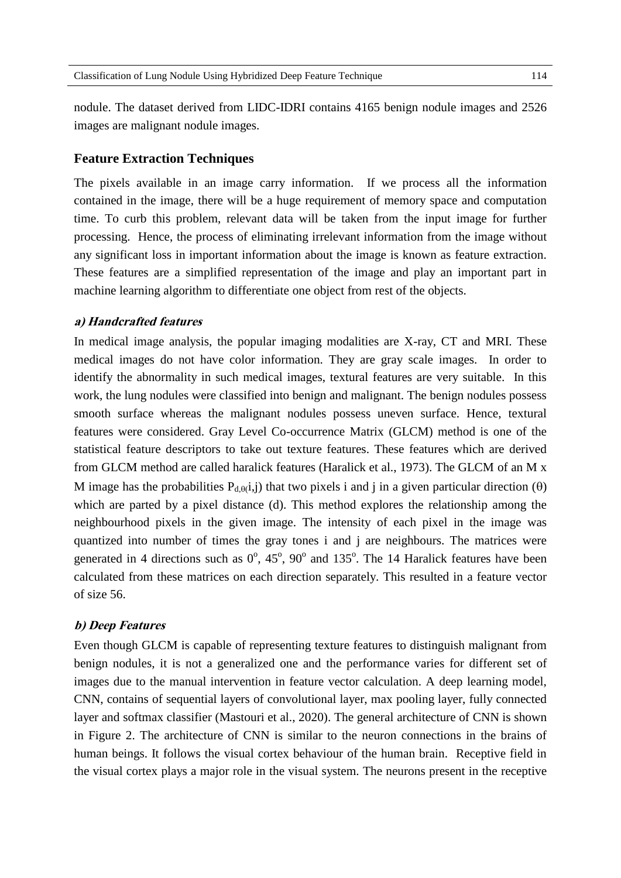nodule. The dataset derived from LIDC-IDRI contains 4165 benign nodule images and 2526 images are malignant nodule images.

## Feature Extraction Techniques

The pixels available in an image carry information. If we process all the information contained in the image, there will be a huge requirement of memory space and computation time. To curb this problem, relevant data will be taken from the input image for further processing. Hence, the process of eliminating irrelevant information from the image without any significant loss in important information about the image is known as feature extraction. These features are a simplified representation of the image and play an important part in machine learning algorithm to differentiate one object from rest of the objects.

### *a) Handcrafted features*

In medical image analysis, the popular imaging modalities are X-ray, CT and MRI. These medical images do not have color information. They are gray scale images. In order to identify the abnormality in such medical images, textural features are very suitable. In this work, the lung nodules were classified into benign and malignant. The benign nodules possess smooth surface whereas the malignant nodules possess uneven surface. Hence, textural features were considered. Gray Level Co-occurrence Matrix (GLCM) method is one of the statistical feature descriptors to take out texture features. These features which are derived from GLCM method are called haralick features (Haralick et al., 1973). The GLCM of an M x M image has the probabilities $P_{d,\theta}(i,j)$ that two pixels i and j in a given particular direction (θ) which are parted by a pixel distance (d). This method explores the relationship among the neighbourhood pixels in the given image. The intensity of each pixel in the image was quantized into number of times the gray tones i and j are neighbours. The matrices were generated in 4 directions such as $0^o$, $45^o$, $90^o$ and $135^o$. The 14 Haralick features have been calculated from these matrices on each direction separately. This resulted in a feature vector of size 56.

### *b) Deep Features*

Even though GLCM is capable of representing texture features to distinguish malignant from benign nodules, it is not a generalized one and the performance varies for different set of images due to the manual intervention in feature vector calculation. A deep learning model, CNN, contains of sequential layers of convolutional layer, max pooling layer, fully connected layer and softmax classifier (Mastouri et al., 2020). The general architecture of CNN is shown in Figure 2. The architecture of CNN is similar to the neuron connections in the brains of human beings. It follows the visual cortex behaviour of the human brain. Receptive field in the visual cortex plays a major role in the visual system. The neurons present in the receptive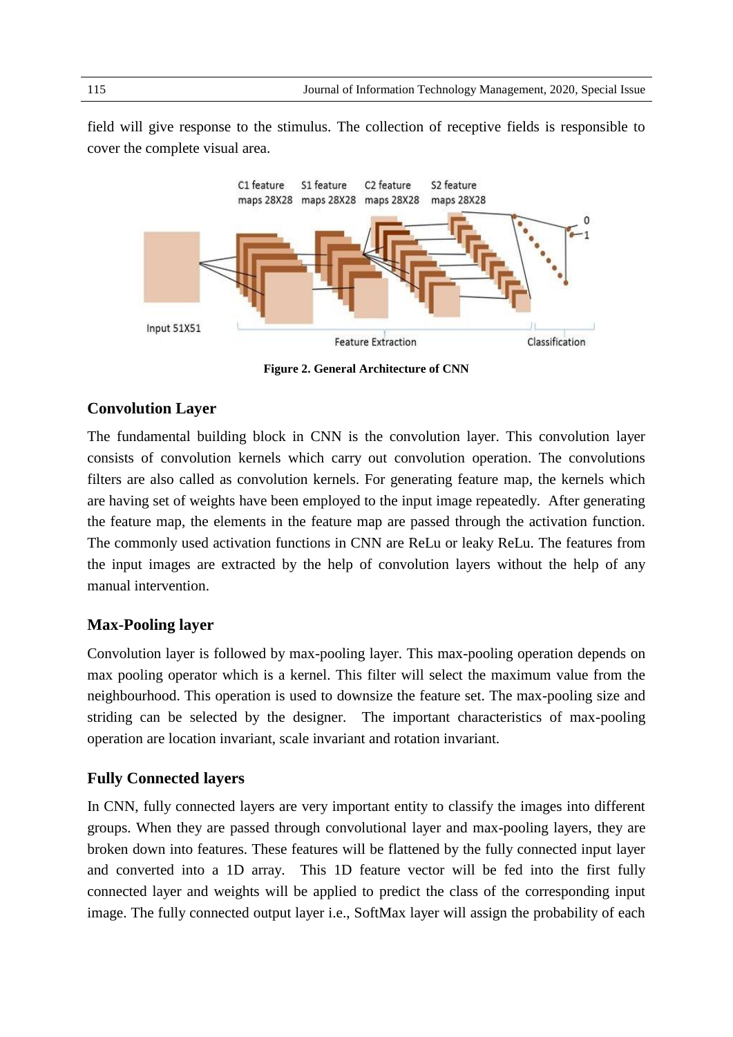field will give response to the stimulus. The collection of receptive fields is responsible to cover the complete visual area.

**Figure 2. General Architecture of CNN**

### Convolution Layer

The fundamental building block in CNN is the convolution layer. This convolution layer consists of convolution kernels which carry out convolution operation. The convolutions filters are also called as convolution kernels. For generating feature map, the kernels which are having set of weights have been employed to the input image repeatedly. After generating the feature map, the elements in the feature map are passed through the activation function. The commonly used activation functions in CNN are ReLu or leaky ReLu. The features from the input images are extracted by the help of convolution layers without the help of any manual intervention.

### Max-Pooling layer

Convolution layer is followed by max-pooling layer. This max-pooling operation depends on max pooling operator which is a kernel. This filter will select the maximum value from the neighbourhood. This operation is used to downsize the feature set. The max-pooling size and striding can be selected by the designer. The important characteristics of max-pooling operation are location invariant, scale invariant and rotation invariant.

### Fully Connected layers

In CNN, fully connected layers are very important entity to classify the images into different groups. When they are passed through convolutional layer and max-pooling layers, they are broken down into features. These features will be flattened by the fully connected input layer and converted into a 1D array. This 1D feature vector will be fed into the first fully connected layer and weights will be applied to predict the class of the corresponding input image. The fully connected output layer i.e., SoftMax layer will assign the probability of each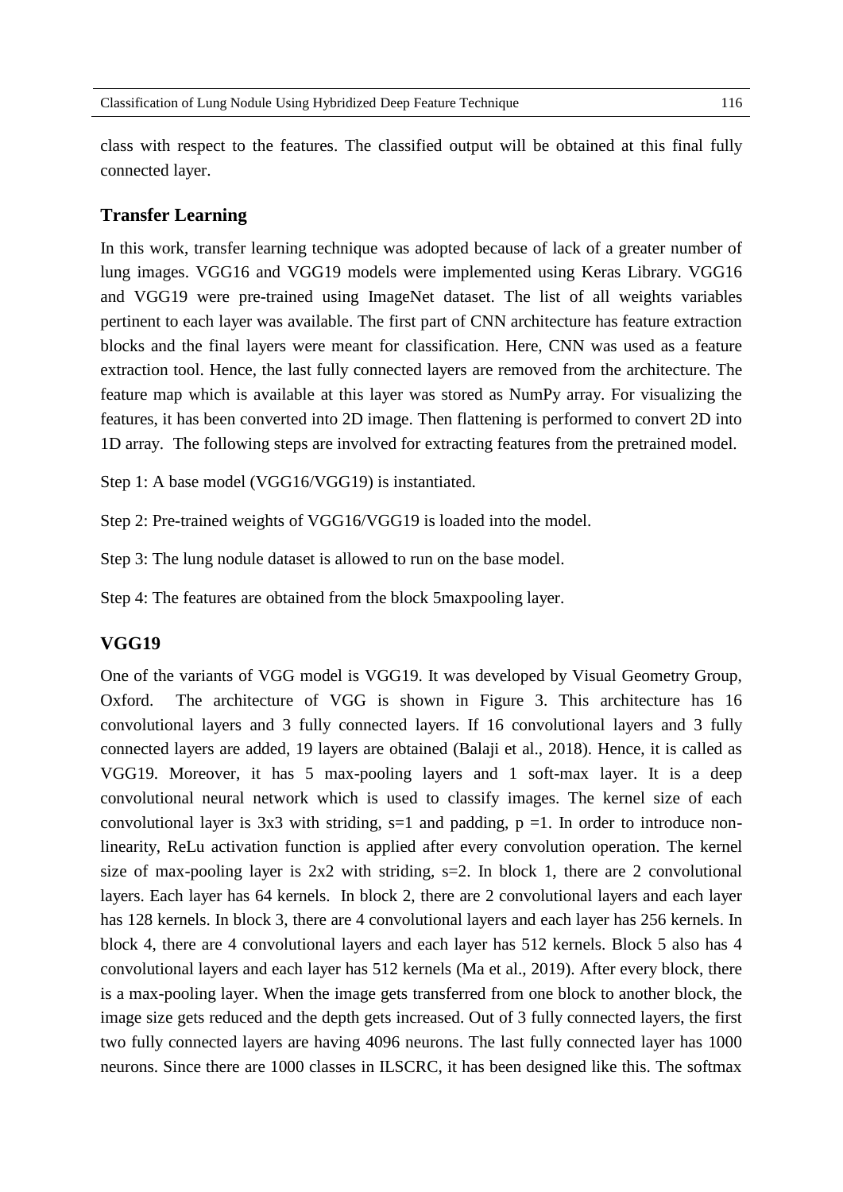class with respect to the features. The classified output will be obtained at this final fully connected layer.

## Transfer Learning

In this work, transfer learning technique was adopted because of lack of a greater number of lung images. VGG16 and VGG19 models were implemented using Keras Library. VGG16 and VGG19 were pre-trained using ImageNet dataset. The list of all weights variables pertinent to each layer was available. The first part of CNN architecture has feature extraction blocks and the final layers were meant for classification. Here, CNN was used as a feature extraction tool. Hence, the last fully connected layers are removed from the architecture. The feature map which is available at this layer was stored as NumPy array. For visualizing the features, it has been converted into 2D image. Then flattening is performed to convert 2D into 1D array. The following steps are involved for extracting features from the pretrained model.

Step 1: A base model (VGG16/VGG19) is instantiated.

Step 2: Pre-trained weights of VGG16/VGG19 is loaded into the model.

Step 3: The lung nodule dataset is allowed to run on the base model.

Step 4: The features are obtained from the block 5maxpooling layer.

## VGG19

One of the variants of VGG model is VGG19. It was developed by Visual Geometry Group, Oxford. The architecture of VGG is shown in Figure 3. This architecture has 16 convolutional layers and 3 fully connected layers. If 16 convolutional layers and 3 fully connected layers are added, 19 layers are obtained (Balaji et al., 2018). Hence, it is called as VGG19. Moreover, it has 5 max-pooling layers and 1 soft-max layer. It is a deep convolutional neural network which is used to classify images. The kernel size of each convolutional layer is 3x3 with striding, s=1 and padding, p =1. In order to introduce non-linearity, ReLu activation function is applied after every convolution operation. The kernel size of max-pooling layer is 2x2 with striding, s=2. In block 1, there are 2 convolutional layers. Each layer has 64 kernels. In block 2, there are 2 convolutional layers and each layer has 128 kernels. In block 3, there are 4 convolutional layers and each layer has 256 kernels. In block 4, there are 4 convolutional layers and each layer has 512 kernels. Block 5 also has 4 convolutional layers and each layer has 512 kernels (Ma et al., 2019). After every block, there is a max-pooling layer. When the image gets transferred from one block to another block, the image size gets reduced and the depth gets increased. Out of 3 fully connected layers, the first two fully connected layers are having 4096 neurons. The last fully connected layer has 1000 neurons. Since there are 1000 classes in ILSCRC, it has been designed like this. The softmax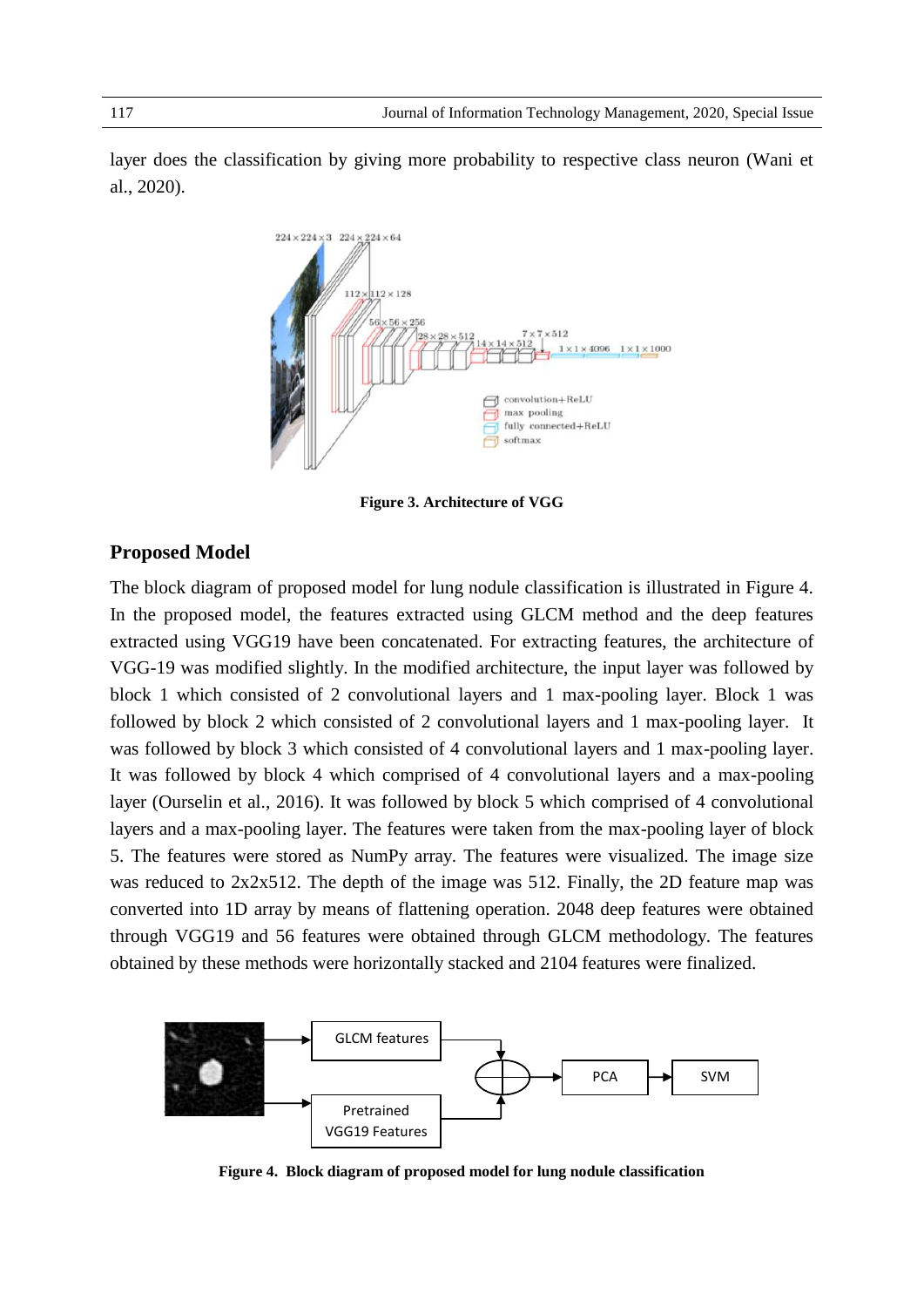layer does the classification by giving more probability to respective class neuron (Wani et al., 2020).

**Figure 3. Architecture of VGG**

## Proposed Model

The block diagram of proposed model for lung nodule classification is illustrated in Figure 4. In the proposed model, the features extracted using GLCM method and the deep features extracted using VGG19 have been concatenated. For extracting features, the architecture of VGG-19 was modified slightly. In the modified architecture, the input layer was followed by block 1 which consisted of 2 convolutional layers and 1 max-pooling layer. Block 1 was followed by block 2 which consisted of 2 convolutional layers and 1 max-pooling layer. It was followed by block 3 which consisted of 4 convolutional layers and 1 max-pooling layer. It was followed by block 4 which comprised of 4 convolutional layers and a max-pooling layer (Ourselin et al., 2016). It was followed by block 5 which comprised of 4 convolutional layers and a max-pooling layer. The features were taken from the max-pooling layer of block 5. The features were stored as NumPy array. The features were visualized. The image size was reduced to 2x2x512. The depth of the image was 512. Finally, the 2D feature map was converted into 1D array by means of flattening operation. 2048 deep features were obtained through VGG19 and 56 features were obtained through GLCM methodology. The features obtained by these methods were horizontally stacked and 2104 features were finalized.

**Figure 4. Block diagram of proposed model for lung nodule classification**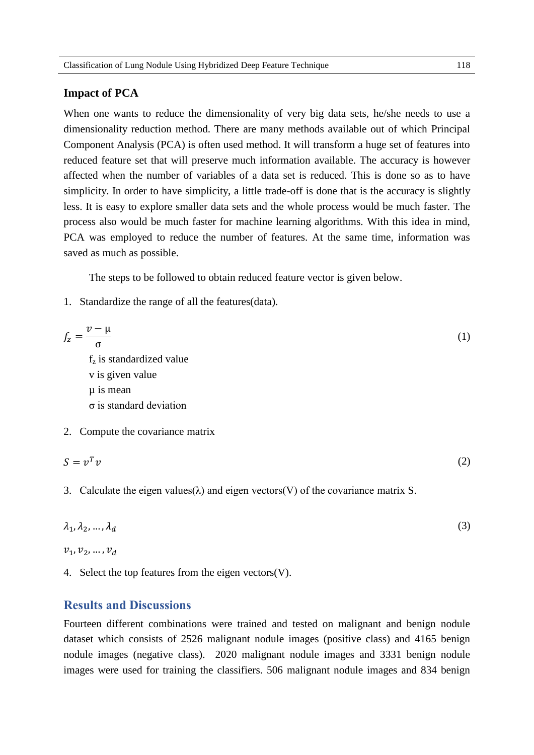### Impact of PCA

When one wants to reduce the dimensionality of very big data sets, he/she needs to use a dimensionality reduction method. There are many methods available out of which Principal Component Analysis (PCA) is often used method. It will transform a huge set of features into reduced feature set that will preserve much information available. The accuracy is however affected when the number of variables of a data set is reduced. This is done so as to have simplicity. In order to have simplicity, a little trade-off is done that is the accuracy is slightly less. It is easy to explore smaller data sets and the whole process would be much faster. The process also would be much faster for machine learning algorithms. With this idea in mind, PCA was employed to reduce the number of features. At the same time, information was saved as much as possible.

The steps to be followed to obtain reduced feature vector is given below.

1. Standardize the range of all the features(data).

$$f_z = \frac{v - \mu}{\sigma} \tag{1}$$

$f_z$ is standardized value
v is given value
μ is mean
σ is standard deviation

2. Compute the covariance matrix

$$S = v^T v \tag{2}$$

3. Calculate the eigen values(λ) and eigen vectors(V) of the covariance matrix S.

$$\lambda_1, \lambda_2, \ldots, \lambda_d \tag{3}$$

$$v_1, v_2, \ldots, v_d$$

4. Select the top features from the eigen vectors(V).

## Results and Discussions

Fourteen different combinations were trained and tested on malignant and benign nodule dataset which consists of 2526 malignant nodule images (positive class) and 4165 benign nodule images (negative class). 2020 malignant nodule images and 3331 benign nodule images were used for training the classifiers. 506 malignant nodule images and 834 benign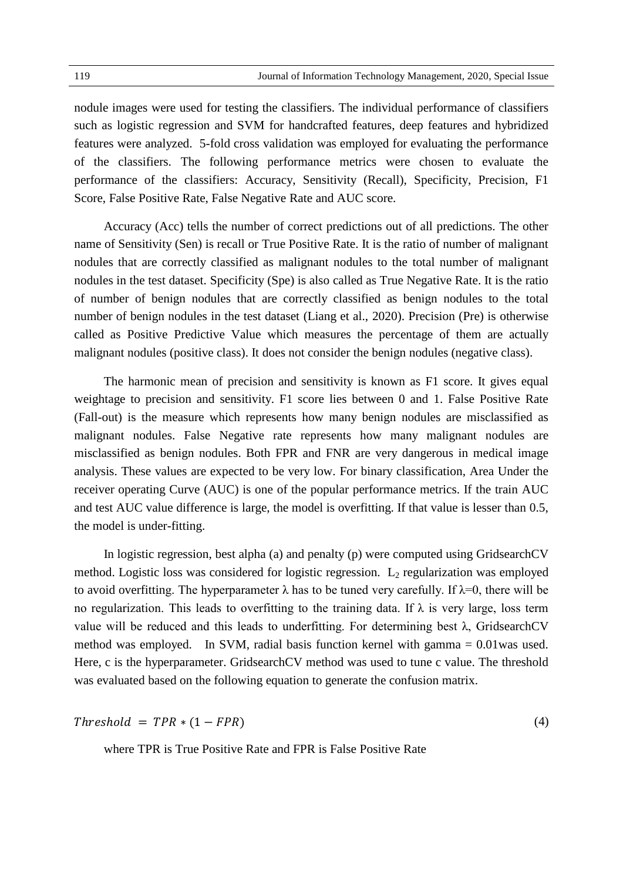nodule images were used for testing the classifiers. The individual performance of classifiers such as logistic regression and SVM for handcrafted features, deep features and hybridized features were analyzed. 5-fold cross validation was employed for evaluating the performance of the classifiers. The following performance metrics were chosen to evaluate the performance of the classifiers: Accuracy, Sensitivity (Recall), Specificity, Precision, F1 Score, False Positive Rate, False Negative Rate and AUC score.

Accuracy (Acc) tells the number of correct predictions out of all predictions. The other name of Sensitivity (Sen) is recall or True Positive Rate. It is the ratio of number of malignant nodules that are correctly classified as malignant nodules to the total number of malignant nodules in the test dataset. Specificity (Spe) is also called as True Negative Rate. It is the ratio of number of benign nodules that are correctly classified as benign nodules to the total number of benign nodules in the test dataset (Liang et al., 2020). Precision (Pre) is otherwise called as Positive Predictive Value which measures the percentage of them are actually malignant nodules (positive class). It does not consider the benign nodules (negative class).

The harmonic mean of precision and sensitivity is known as F1 score. It gives equal weightage to precision and sensitivity. F1 score lies between 0 and 1. False Positive Rate (Fall-out) is the measure which represents how many benign nodules are misclassified as malignant nodules. False Negative rate represents how many malignant nodules are misclassified as benign nodules. Both FPR and FNR are very dangerous in medical image analysis. These values are expected to be very low. For binary classification, Area Under the receiver operating Curve (AUC) is one of the popular performance metrics. If the train AUC and test AUC value difference is large, the model is overfitting. If that value is lesser than 0.5, the model is under-fitting.

In logistic regression, best alpha (a) and penalty (p) were computed using GridsearchCV method. Logistic loss was considered for logistic regression. $L_2$ regularization was employed to avoid overfitting. The hyperparameter $\lambda$ has to be tuned very carefully. If $\lambda=0$, there will be no regularization. This leads to overfitting to the training data. If $\lambda$ is very large, loss term value will be reduced and this leads to underfitting. For determining best $\lambda$, GridsearchCV method was employed. In SVM, radial basis function kernel with gamma = 0.01was used. Here, c is the hyperparameter. GridsearchCV method was used to tune c value. The threshold was evaluated based on the following equation to generate the confusion matrix.

$$Threshold = TPR * (1 - FPR) \tag{4}$$

where TPR is True Positive Rate and FPR is False Positive Rate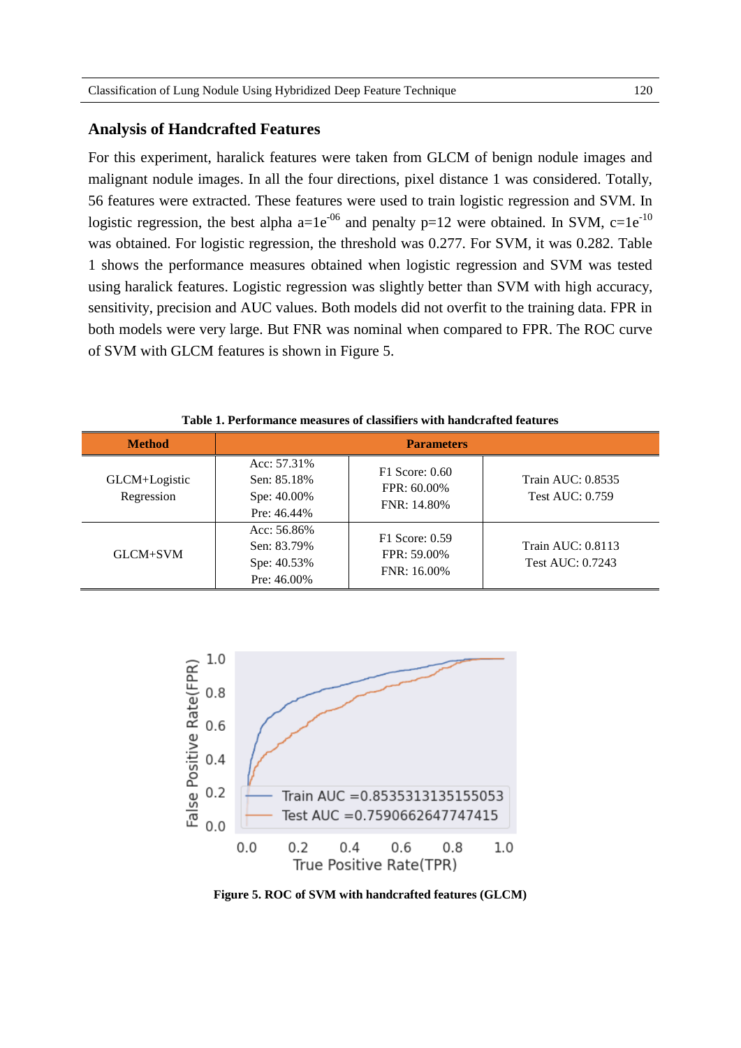## Analysis of Handcrafted Features

For this experiment, haralick features were taken from GLCM of benign nodule images and malignant nodule images. In all the four directions, pixel distance 1 was considered. Totally, 56 features were extracted. These features were used to train logistic regression and SVM. In logistic regression, the best alpha a=1e$^{-06}$ and penalty p=12 were obtained. In SVM, c=1e$^{-10}$ was obtained. For logistic regression, the threshold was 0.277. For SVM, it was 0.282. Table 1 shows the performance measures obtained when logistic regression and SVM was tested using haralick features. Logistic regression was slightly better than SVM with high accuracy, sensitivity, precision and AUC values. Both models did not overfit to the training data. FPR in both models were very large. But FNR was nominal when compared to FPR. The ROC curve of SVM with GLCM features is shown in Figure 5.

**Table 1. Performance measures of classifiers with handcrafted features**

| Method | Parameters | | |
|---|---|---|---|
| GLCM+Logistic Regression | Acc: 57.31%<br>Sen: 85.18%<br>Spe: 40.00%<br>Pre: 46.44% | F1 Score: 0.60<br>FPR: 60.00%<br>FNR: 14.80% | Train AUC: 0.8535<br>Test AUC: 0.759 |
| GLCM+SVM | Acc: 56.86%<br>Sen: 83.79%<br>Spe: 40.53%<br>Pre: 46.00% | F1 Score: 0.59<br>FPR: 59.00%<br>FNR: 16.00% | Train AUC: 0.8113<br>Test AUC: 0.7243 |

**Figure 5. ROC of SVM with handcrafted features (GLCM)**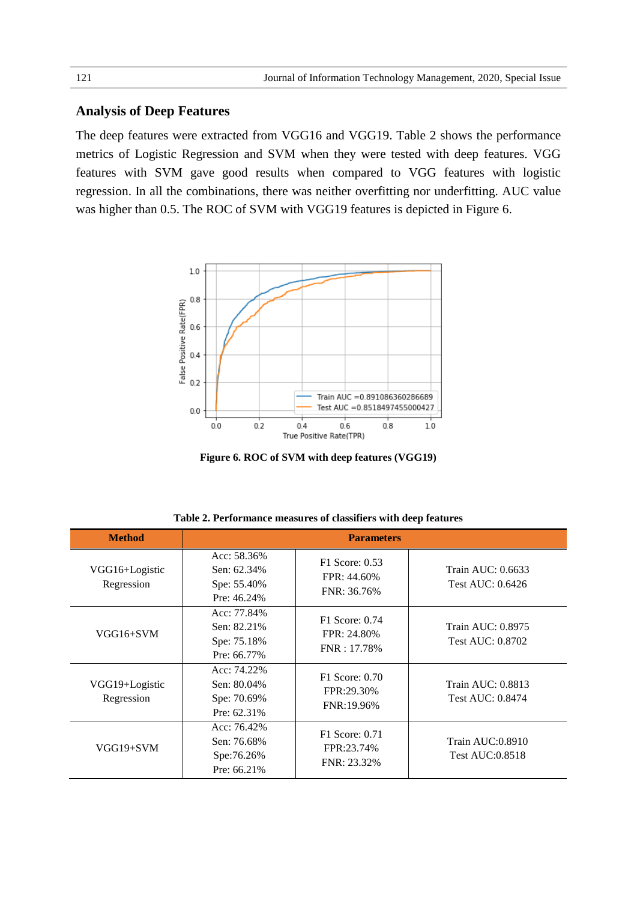## Analysis of Deep Features

The deep features were extracted from VGG16 and VGG19. Table 2 shows the performance metrics of Logistic Regression and SVM when they were tested with deep features. VGG features with SVM gave good results when compared to VGG features with logistic regression. In all the combinations, there was neither overfitting nor underfitting. AUC value was higher than 0.5. The ROC of SVM with VGG19 features is depicted in Figure 6.

**Figure 6. ROC of SVM with deep features (VGG19)**

**Table 2. Performance measures of classifiers with deep features**

| Method | Parameters | | |
|---|---|---|---|
| VGG16+Logistic Regression | Acc: 58.36%<br>Sen: 62.34%<br>Spe: 55.40%<br>Pre: 46.24% | F1 Score: 0.53<br>FPR: 44.60%<br>FNR: 36.76% | Train AUC: 0.6633<br>Test AUC: 0.6426 |
| VGG16+SVM | Acc: 77.84%<br>Sen: 82.21%<br>Spe: 75.18%<br>Pre: 66.77% | F1 Score: 0.74<br>FPR: 24.80%<br>FNR : 17.78% | Train AUC: 0.8975<br>Test AUC: 0.8702 |
| VGG19+Logistic Regression | Acc: 74.22%<br>Sen: 80.04%<br>Spe: 70.69%<br>Pre: 62.31% | F1 Score: 0.70<br>FPR:29.30%<br>FNR:19.96% | Train AUC: 0.8813<br>Test AUC: 0.8474 |
| VGG19+SVM | Acc: 76.42%<br>Sen: 76.68%<br>Spe:76.26%<br>Pre: 66.21% | F1 Score: 0.71<br>FPR:23.74%<br>FNR: 23.32% | Train AUC:0.8910<br>Test AUC:0.8518 |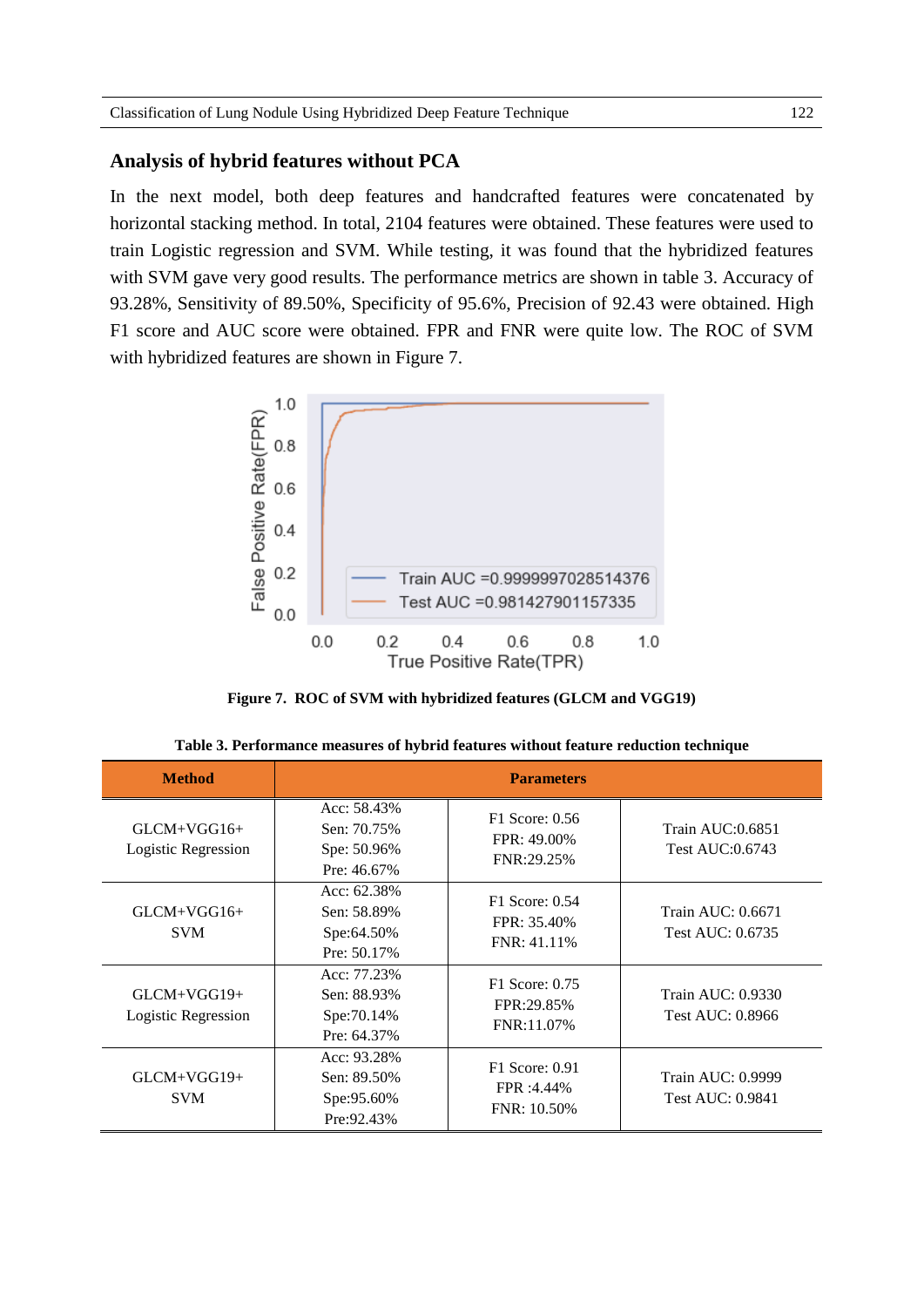## Analysis of hybrid features without PCA

In the next model, both deep features and handcrafted features were concatenated by horizontal stacking method. In total, 2104 features were obtained. These features were used to train Logistic regression and SVM. While testing, it was found that the hybridized features with SVM gave very good results. The performance metrics are shown in table 3. Accuracy of 93.28%, Sensitivity of 89.50%, Specificity of 95.6%, Precision of 92.43 were obtained. High F1 score and AUC score were obtained. FPR and FNR were quite low. The ROC of SVM with hybridized features are shown in Figure 7.

**Figure 7. ROC of SVM with hybridized features (GLCM and VGG19)**

**Table 3. Performance measures of hybrid features without feature reduction technique**

| Method | Parameters | | |
|---|---|---|---|
| GLCM+VGG16+ Logistic Regression | Acc: 58.43% Sen: 70.75% Spe: 50.96% Pre: 46.67% | F1 Score: 0.56 FPR: 49.00% FNR:29.25% | Train AUC:0.6851 Test AUC:0.6743 |
| GLCM+VGG16+ SVM | Acc: 62.38% Sen: 58.89% Spe:64.50% Pre: 50.17% | F1 Score: 0.54 FPR: 35.40% FNR: 41.11% | Train AUC: 0.6671 Test AUC: 0.6735 |
| GLCM+VGG19+ Logistic Regression | Acc: 77.23% Sen: 88.93% Spe:70.14% Pre: 64.37% | F1 Score: 0.75 FPR:29.85% FNR:11.07% | Train AUC: 0.9330 Test AUC: 0.8966 |
| GLCM+VGG19+ SVM | Acc: 93.28% Sen: 89.50% Spe:95.60% Pre:92.43% | F1 Score: 0.91 FPR :4.44% FNR: 10.50% | Train AUC: 0.9999 Test AUC: 0.9841 |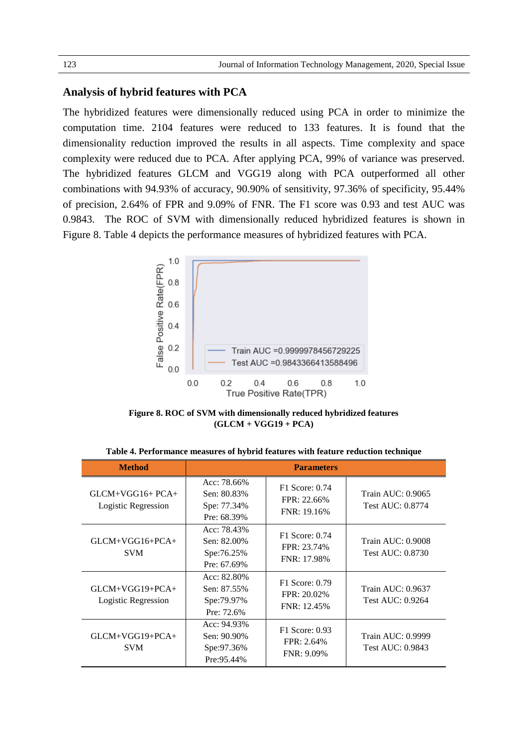## Analysis of hybrid features with PCA

The hybridized features were dimensionally reduced using PCA in order to minimize the computation time. 2104 features were reduced to 133 features. It is found that the dimensionality reduction improved the results in all aspects. Time complexity and space complexity were reduced due to PCA. After applying PCA, 99% of variance was preserved. The hybridized features GLCM and VGG19 along with PCA outperformed all other combinations with 94.93% of accuracy, 90.90% of sensitivity, 97.36% of specificity, 95.44% of precision, 2.64% of FPR and 9.09% of FNR. The F1 score was 0.93 and test AUC was 0.9843. The ROC of SVM with dimensionally reduced hybridized features is shown in Figure 8. Table 4 depicts the performance measures of hybridized features with PCA.

**Figure 8. ROC of SVM with dimensionally reduced hybridized features (GLCM + VGG19 + PCA)**

**Table 4. Performance measures of hybrid features with feature reduction technique**

| Method | Parameters | | |
|---|---|---|---|
| GLCM+VGG16+ PCA+ Logistic Regression | Acc: 78.66%<br>Sen: 80.83%<br>Spe: 77.34%<br>Pre: 68.39% | F1 Score: 0.74<br>FPR: 22.66%<br>FNR: 19.16% | Train AUC: 0.9065<br>Test AUC: 0.8774 |
| GLCM+VGG16+PCA+ SVM | Acc: 78.43%<br>Sen: 82.00%<br>Spe:76.25%<br>Pre: 67.69% | F1 Score: 0.74<br>FPR: 23.74%<br>FNR: 17.98% | Train AUC: 0.9008<br>Test AUC: 0.8730 |
| GLCM+VGG19+PCA+ Logistic Regression | Acc: 82.80%<br>Sen: 87.55%<br>Spe:79.97%<br>Pre: 72.6% | F1 Score: 0.79<br>FPR: 20.02%<br>FNR: 12.45% | Train AUC: 0.9637<br>Test AUC: 0.9264 |
| GLCM+VGG19+PCA+ SVM | Acc: 94.93%<br>Sen: 90.90%<br>Spe:97.36%<br>Pre:95.44% | F1 Score: 0.93<br>FPR: 2.64%<br>FNR: 9.09% | Train AUC: 0.9999<br>Test AUC: 0.9843 |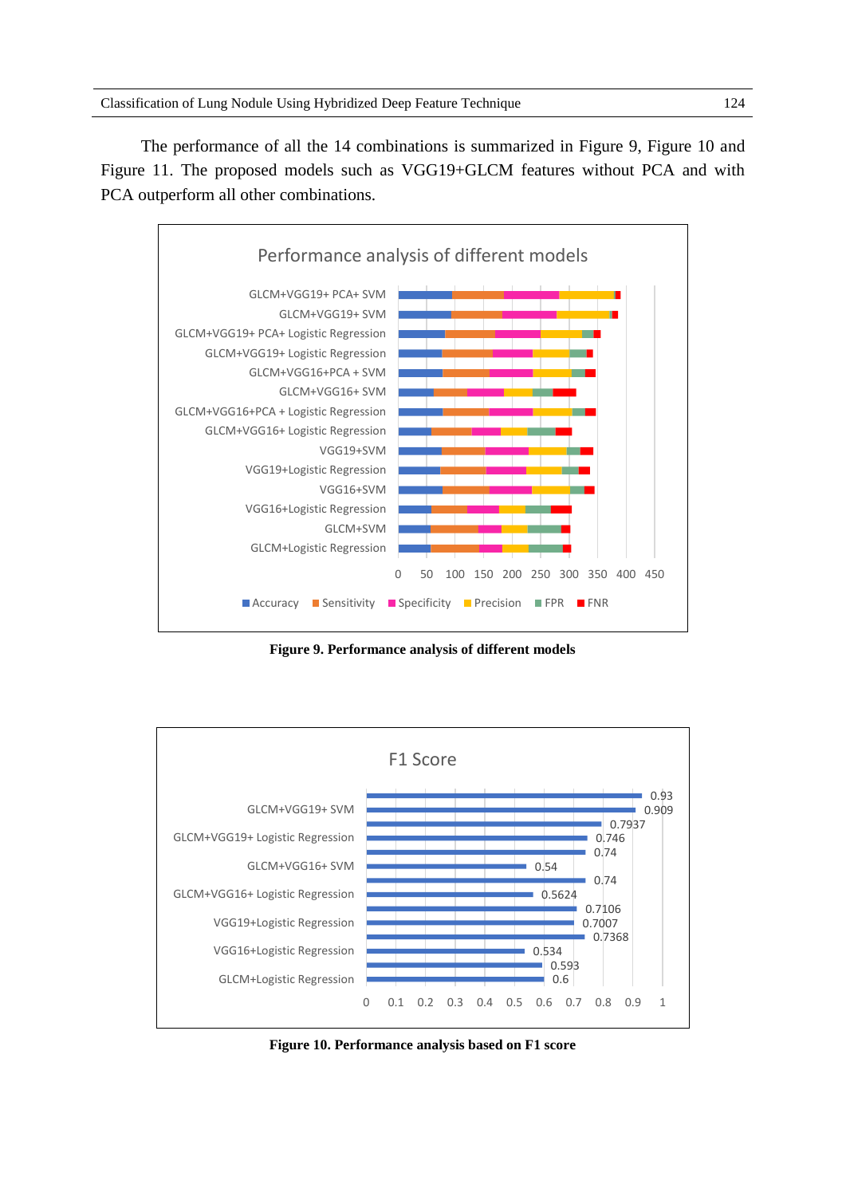The performance of all the 14 combinations is summarized in Figure 9, Figure 10 and Figure 11. The proposed models such as VGG19+GLCM features without PCA and with PCA outperform all other combinations.

**Figure 9. Performance analysis of different models**

**Figure 10. Performance analysis based on F1 score**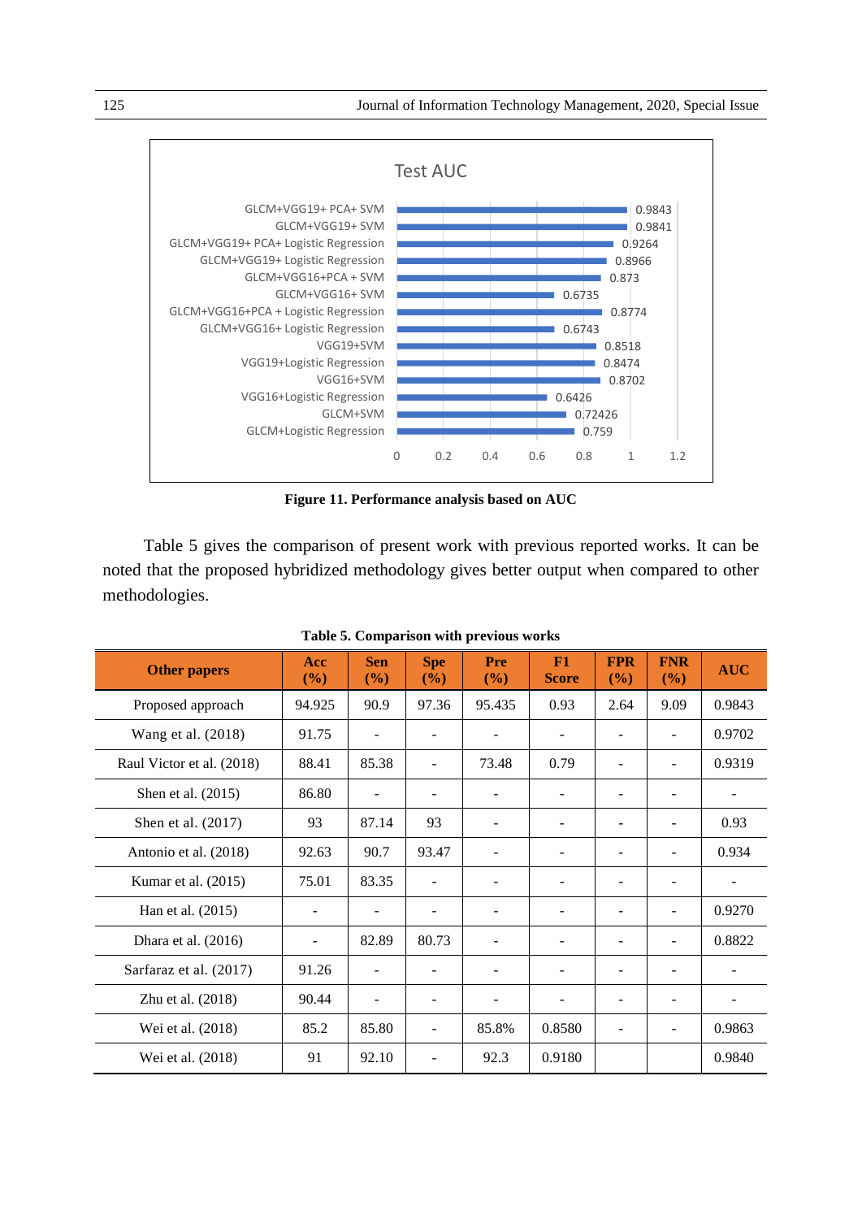Figure 11. Performance analysis based on AUC

Table 5 gives the comparison of present work with previous reported works. It can be noted that the proposed hybridized methodology gives better output when compared to other methodologies.

**Table 5. Comparison with previous works**

| Other papers | Acc (%) | Sen (%) | Spe (%) | Pre (%) | F1 Score | FPR (%) | FNR (%) | AUC |
|---|---|---|---|---|---|---|---|---|
| Proposed approach | 94.925 | 90.9 | 97.36 | 95.435 | 0.93 | 2.64 | 9.09 | 0.9843 |
| Wang et al. (2018) | 91.75 | - | - | - | - | - | - | 0.9702 |
| Raul Victor et al. (2018) | 88.41 | 85.38 | - | 73.48 | 0.79 | - | - | 0.9319 |
| Shen et al. (2015) | 86.80 | - | - | - | - | - | - | - |
| Shen et al. (2017) | 93 | 87.14 | 93 | - | - | - | - | 0.93 |
| Antonio et al. (2018) | 92.63 | 90.7 | 93.47 | - | - | - | - | 0.934 |
| Kumar et al. (2015) | 75.01 | 83.35 | - | - | - | - | - | - |
| Han et al. (2015) | - | - | - | - | - | - | - | 0.9270 |
| Dhara et al. (2016) | - | 82.89 | 80.73 | - | - | - | - | 0.8822 |
| Sarfaraz et al. (2017) | 91.26 | - | - | - | - | - | - | - |
| Zhu et al. (2018) | 90.44 | - | - | - | - | - | - | - |
| Wei et al. (2018) | 85.2 | 85.80 | - | 85.8% | 0.8580 | - | - | 0.9863 |
| Wei et al. (2018) | 91 | 92.10 | - | 92.3 | 0.9180 | | | 0.9840 |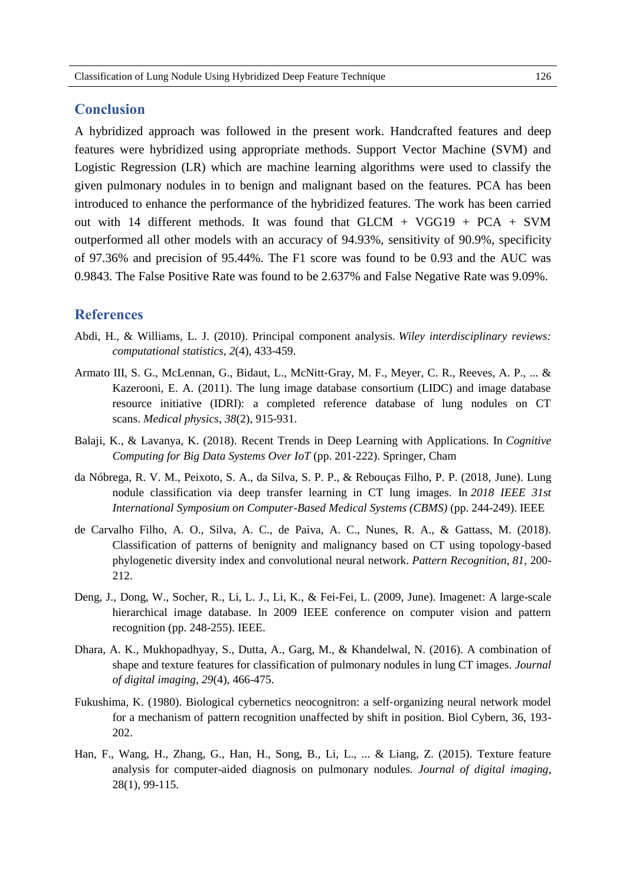## Conclusion

A hybridized approach was followed in the present work. Handcrafted features and deep features were hybridized using appropriate methods. Support Vector Machine (SVM) and Logistic Regression (LR) which are machine learning algorithms were used to classify the given pulmonary nodules in to benign and malignant based on the features. PCA has been introduced to enhance the performance of the hybridized features. The work has been carried out with 14 different methods. It was found that GLCM + VGG19 + PCA + SVM outperformed all other models with an accuracy of 94.93%, sensitivity of 90.9%, specificity of 97.36% and precision of 95.44%. The F1 score was found to be 0.93 and the AUC was 0.9843. The False Positive Rate was found to be 2.637% and False Negative Rate was 9.09%.

## References

Abdi, H., & Williams, L. J. (2010). Principal component analysis. *Wiley interdisciplinary reviews: computational statistics*, *2*(4), 433-459.

Armato III, S. G., McLennan, G., Bidaut, L., McNitt-Gray, M. F., Meyer, C. R., Reeves, A. P., ... & Kazerooni, E. A. (2011). The lung image database consortium (LIDC) and image database resource initiative (IDRI): a completed reference database of lung nodules on CT scans. *Medical physics*, *38*(2), 915-931.

Balaji, K., & Lavanya, K. (2018). Recent Trends in Deep Learning with Applications. In *Cognitive Computing for Big Data Systems Over IoT* (pp. 201-222). Springer, Cham

da Nóbrega, R. V. M., Peixoto, S. A., da Silva, S. P. P., & Rebouças Filho, P. P. (2018, June). Lung nodule classification via deep transfer learning in CT lung images. In *2018 IEEE 31st International Symposium on Computer-Based Medical Systems (CBMS)* (pp. 244-249). IEEE

de Carvalho Filho, A. O., Silva, A. C., de Paiva, A. C., Nunes, R. A., & Gattass, M. (2018). Classification of patterns of benignity and malignancy based on CT using topology-based phylogenetic diversity index and convolutional neural network. *Pattern Recognition*, *81*, 200-212.

Deng, J., Dong, W., Socher, R., Li, L. J., Li, K., & Fei-Fei, L. (2009, June). Imagenet: A large-scale hierarchical image database. In 2009 IEEE conference on computer vision and pattern recognition (pp. 248-255). IEEE.

Dhara, A. K., Mukhopadhyay, S., Dutta, A., Garg, M., & Khandelwal, N. (2016). A combination of shape and texture features for classification of pulmonary nodules in lung CT images. *Journal of digital imaging*, *29*(4), 466-475.

Fukushima, K. (1980). Biological cybernetics neocognitron: a self-organizing neural network model for a mechanism of pattern recognition unaffected by shift in position. Biol Cybern, 36, 193-202.

Han, F., Wang, H., Zhang, G., Han, H., Song, B., Li, L., ... & Liang, Z. (2015). Texture feature analysis for computer-aided diagnosis on pulmonary nodules. *Journal of digital imaging*, 28(1), 99-115.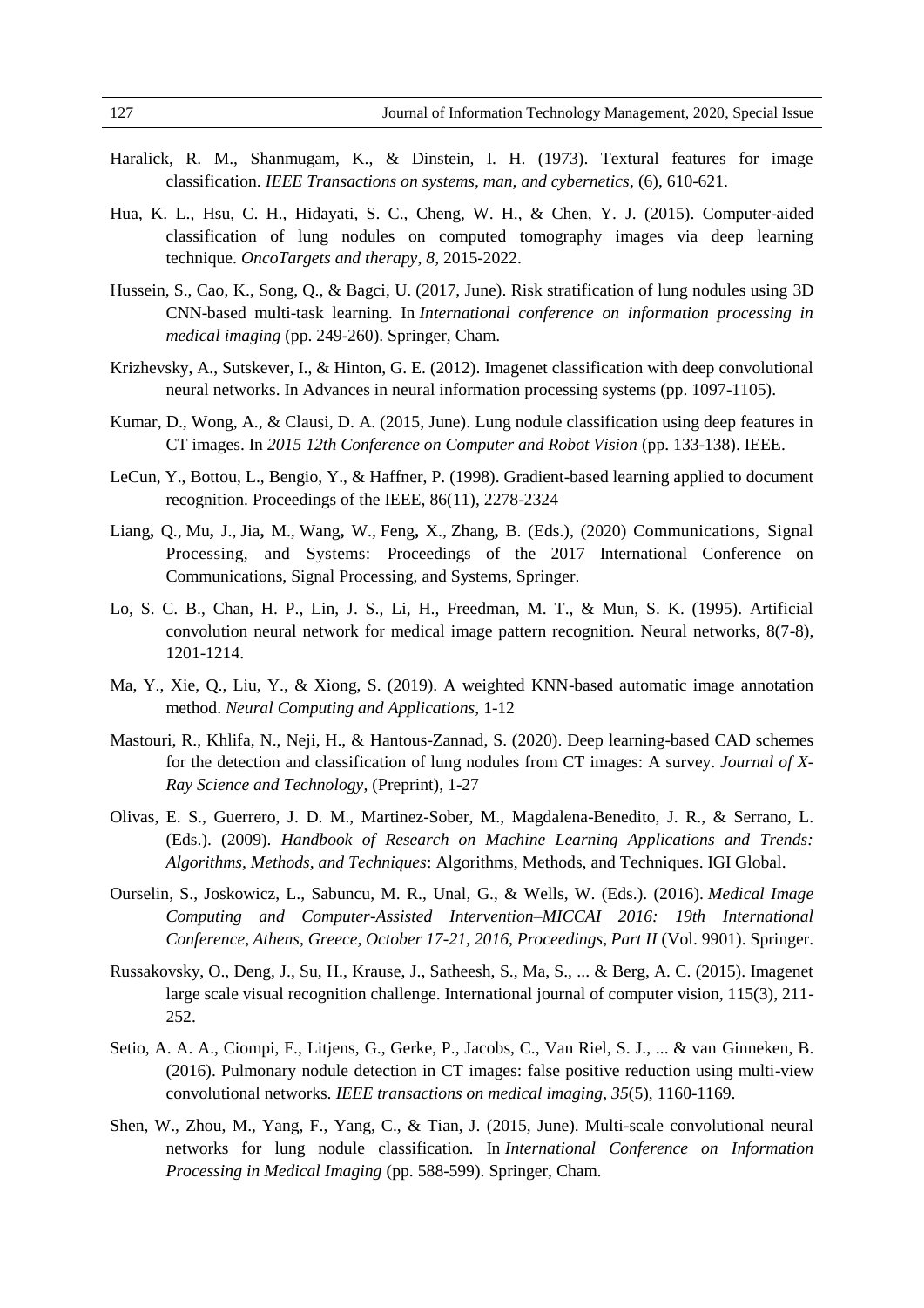Haralick, R. M., Shanmugam, K., & Dinstein, I. H. (1973). Textural features for image classification. *IEEE Transactions on systems, man, and cybernetics*, (6), 610-621.

Hua, K. L., Hsu, C. H., Hidayati, S. C., Cheng, W. H., & Chen, Y. J. (2015). Computer-aided classification of lung nodules on computed tomography images via deep learning technique. *OncoTargets and therapy*, *8*, 2015-2022.

Hussein, S., Cao, K., Song, Q., & Bagci, U. (2017, June). Risk stratification of lung nodules using 3D CNN-based multi-task learning. In *International conference on information processing in medical imaging* (pp. 249-260). Springer, Cham.

Krizhevsky, A., Sutskever, I., & Hinton, G. E. (2012). Imagenet classification with deep convolutional neural networks. In Advances in neural information processing systems (pp. 1097-1105).

Kumar, D., Wong, A., & Clausi, D. A. (2015, June). Lung nodule classification using deep features in CT images. In *2015 12th Conference on Computer and Robot Vision* (pp. 133-138). IEEE.

LeCun, Y., Bottou, L., Bengio, Y., & Haffner, P. (1998). Gradient-based learning applied to document recognition. Proceedings of the IEEE, 86(11), 2278-2324

Liang**,** Q., Mu**,** J., Jia**,** M., Wang**,** W., Feng**,** X., Zhang**,** B. (Eds.), (2020) Communications, Signal Processing, and Systems: Proceedings of the 2017 International Conference on Communications, Signal Processing, and Systems, Springer.

Lo, S. C. B., Chan, H. P., Lin, J. S., Li, H., Freedman, M. T., & Mun, S. K. (1995). Artificial convolution neural network for medical image pattern recognition. Neural networks, 8(7-8), 1201-1214.

Ma, Y., Xie, Q., Liu, Y., & Xiong, S. (2019). A weighted KNN-based automatic image annotation method. *Neural Computing and Applications*, 1-12

Mastouri, R., Khlifa, N., Neji, H., & Hantous-Zannad, S. (2020). Deep learning-based CAD schemes for the detection and classification of lung nodules from CT images: A survey. *Journal of X-Ray Science and Technology*, (Preprint), 1-27

Olivas, E. S., Guerrero, J. D. M., Martinez-Sober, M., Magdalena-Benedito, J. R., & Serrano, L. (Eds.). (2009). *Handbook of Research on Machine Learning Applications and Trends: Algorithms, Methods, and Techniques*: Algorithms, Methods, and Techniques. IGI Global.

Ourselin, S., Joskowicz, L., Sabuncu, M. R., Unal, G., & Wells, W. (Eds.). (2016). *Medical Image Computing and Computer-Assisted Intervention–MICCAI 2016: 19th International Conference, Athens, Greece, October 17-21, 2016, Proceedings, Part II* (Vol. 9901). Springer.

Russakovsky, O., Deng, J., Su, H., Krause, J., Satheesh, S., Ma, S., ... & Berg, A. C. (2015). Imagenet large scale visual recognition challenge. International journal of computer vision, 115(3), 211-252.

Setio, A. A. A., Ciompi, F., Litjens, G., Gerke, P., Jacobs, C., Van Riel, S. J., ... & van Ginneken, B. (2016). Pulmonary nodule detection in CT images: false positive reduction using multi-view convolutional networks. *IEEE transactions on medical imaging*, *35*(5), 1160-1169.

Shen, W., Zhou, M., Yang, F., Yang, C., & Tian, J. (2015, June). Multi-scale convolutional neural networks for lung nodule classification. In *International Conference on Information Processing in Medical Imaging* (pp. 588-599). Springer, Cham.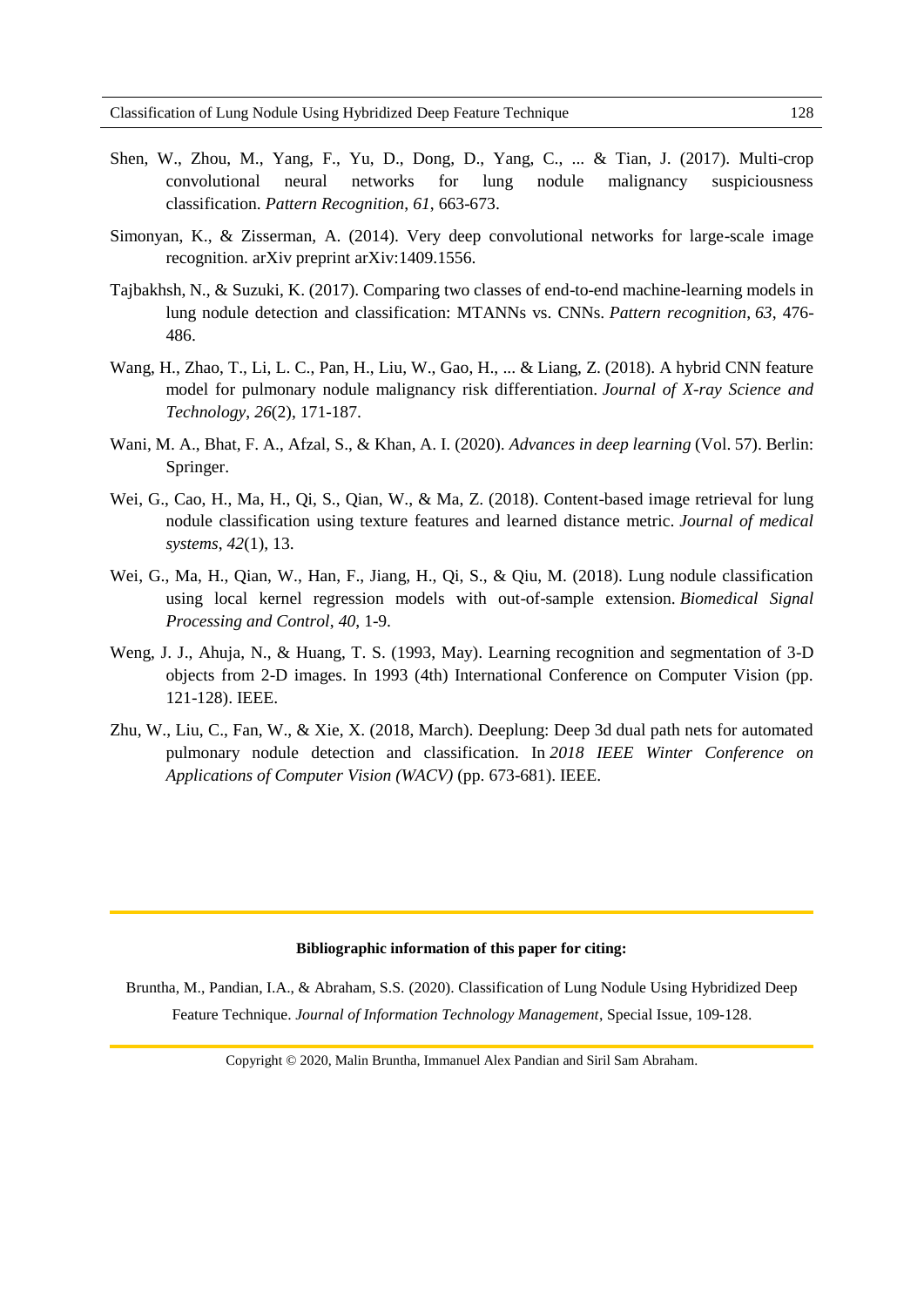Shen, W., Zhou, M., Yang, F., Yu, D., Dong, D., Yang, C., ... & Tian, J. (2017). Multi-crop convolutional neural networks for lung nodule malignancy suspiciousness classification. *Pattern Recognition*, *61*, 663-673.

Simonyan, K., & Zisserman, A. (2014). Very deep convolutional networks for large-scale image recognition. arXiv preprint arXiv:1409.1556.

Tajbakhsh, N., & Suzuki, K. (2017). Comparing two classes of end-to-end machine-learning models in lung nodule detection and classification: MTANNs vs. CNNs. *Pattern recognition*, *63*, 476-486.

Wang, H., Zhao, T., Li, L. C., Pan, H., Liu, W., Gao, H., ... & Liang, Z. (2018). A hybrid CNN feature model for pulmonary nodule malignancy risk differentiation. *Journal of X-ray Science and Technology*, *26*(2), 171-187.

Wani, M. A., Bhat, F. A., Afzal, S., & Khan, A. I. (2020). *Advances in deep learning* (Vol. 57). Berlin: Springer.

Wei, G., Cao, H., Ma, H., Qi, S., Qian, W., & Ma, Z. (2018). Content-based image retrieval for lung nodule classification using texture features and learned distance metric. *Journal of medical systems*, *42*(1), 13.

Wei, G., Ma, H., Qian, W., Han, F., Jiang, H., Qi, S., & Qiu, M. (2018). Lung nodule classification using local kernel regression models with out-of-sample extension. *Biomedical Signal Processing and Control*, *40*, 1-9.

Weng, J. J., Ahuja, N., & Huang, T. S. (1993, May). Learning recognition and segmentation of 3-D objects from 2-D images. In 1993 (4th) International Conference on Computer Vision (pp. 121-128). IEEE.

Zhu, W., Liu, C., Fan, W., & Xie, X. (2018, March). Deeplung: Deep 3d dual path nets for automated pulmonary nodule detection and classification. In *2018 IEEE Winter Conference on Applications of Computer Vision (WACV)* (pp. 673-681). IEEE.

---

**Bibliographic information of this paper for citing:**

Bruntha, M., Pandian, I.A., & Abraham, S.S. (2020). Classification of Lung Nodule Using Hybridized Deep Feature Technique. *Journal of Information Technology Management*, Special Issue, 109-128.

---

Copyright © 2020, Malin Bruntha, Immanuel Alex Pandian and Siril Sam Abraham.